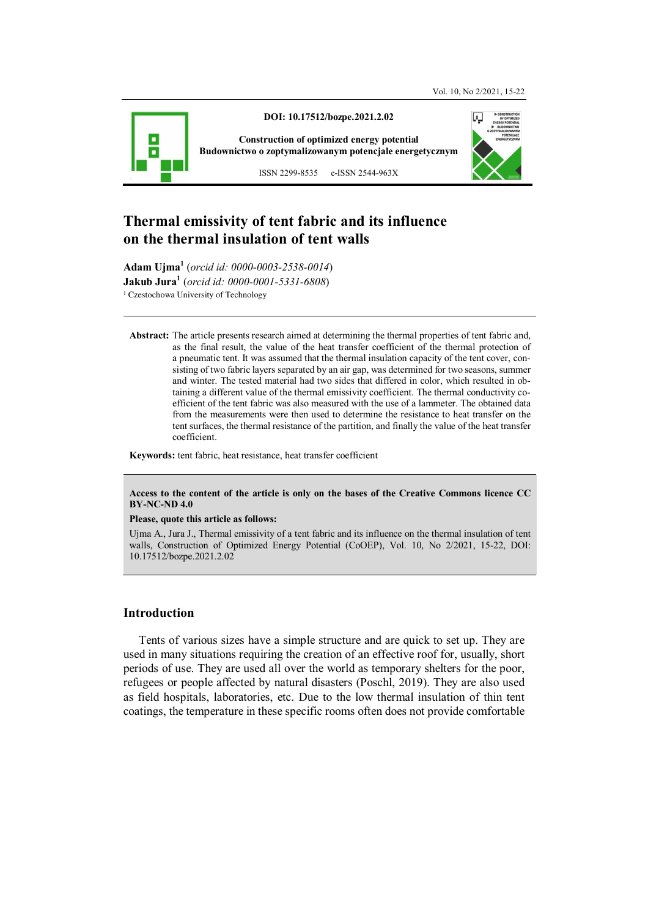**DOI: 10.17512/bozpe.2021.2.02**

**Construction of optimized energy potential**
**Budownictwo o zoptymalizowanym potencjale energetycznym**

ISSN 2299-8535 e-ISSN 2544-963X

# Thermal emissivity of tent fabric and its influence on the thermal insulation of tent walls

**Adam Ujma**[1] (*orcid id: 0000-0003-2538-0014*)
**Jakub Jura**[1] (*orcid id: 0000-0001-5331-6808*)
[1] Czestochowa University of Technology

**Abstract:** The article presents research aimed at determining the thermal properties of tent fabric and, as the final result, the value of the heat transfer coefficient of the thermal protection of a pneumatic tent. It was assumed that the thermal insulation capacity of the tent cover, consisting of two fabric layers separated by an air gap, was determined for two seasons, summer and winter. The tested material had two sides that differed in color, which resulted in obtaining a different value of the thermal emissivity coefficient. The thermal conductivity coefficient of the tent fabric was also measured with the use of a lammeter. The obtained data from the measurements were then used to determine the resistance to heat transfer on the tent surfaces, the thermal resistance of the partition, and finally the value of the heat transfer coefficient.

**Keywords:** tent fabric, heat resistance, heat transfer coefficient

**Access to the content of the article is only on the bases of the Creative Commons licence CC BY-NC-ND 4.0**

**Please, quote this article as follows:**

Ujma A., Jura J., Thermal emissivity of a tent fabric and its influence on the thermal insulation of tent walls, Construction of Optimized Energy Potential (CoOEP), Vol. 10, No 2/2021, 15-22, DOI: 10.17512/bozpe.2021.2.02

## Introduction

Tents of various sizes have a simple structure and are quick to set up. They are used in many situations requiring the creation of an effective roof for, usually, short periods of use. They are used all over the world as temporary shelters for the poor, refugees or people affected by natural disasters (Poschl, 2019). They are also used as field hospitals, laboratories, etc. Due to the low thermal insulation of thin tent coatings, the temperature in these specific rooms often does not provide comfortable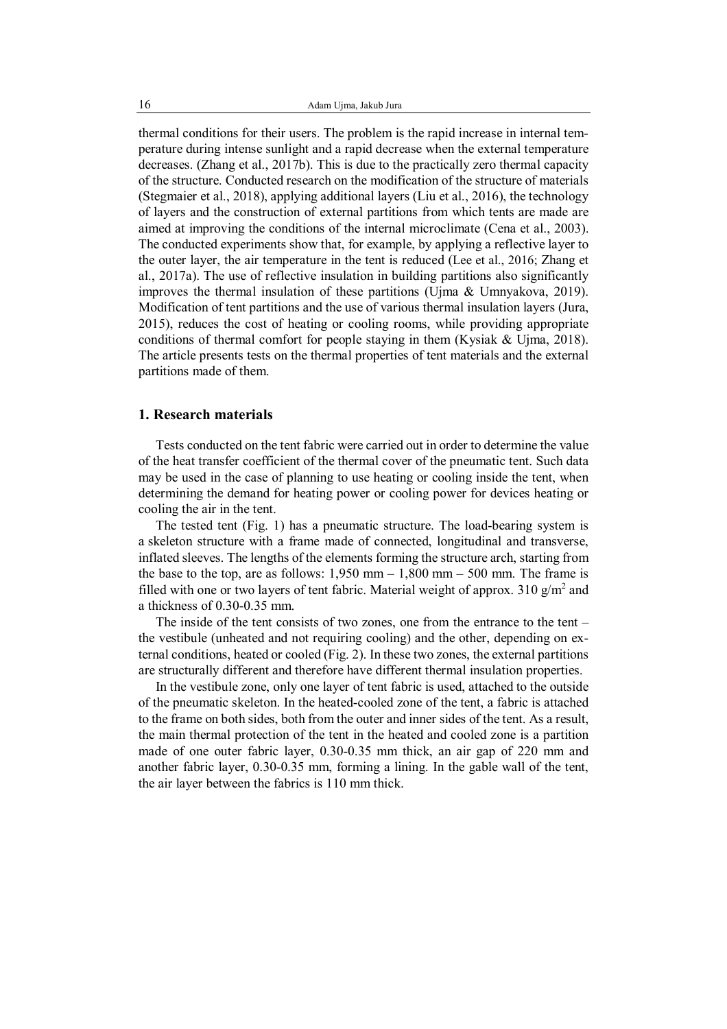thermal conditions for their users. The problem is the rapid increase in internal temperature during intense sunlight and a rapid decrease when the external temperature decreases. (Zhang et al., 2017b). This is due to the practically zero thermal capacity of the structure. Conducted research on the modification of the structure of materials (Stegmaier et al., 2018), applying additional layers (Liu et al., 2016), the technology of layers and the construction of external partitions from which tents are made are aimed at improving the conditions of the internal microclimate (Cena et al., 2003). The conducted experiments show that, for example, by applying a reflective layer to the outer layer, the air temperature in the tent is reduced (Lee et al., 2016; Zhang et al., 2017a). The use of reflective insulation in building partitions also significantly improves the thermal insulation of these partitions (Ujma & Umnyakova, 2019). Modification of tent partitions and the use of various thermal insulation layers (Jura, 2015), reduces the cost of heating or cooling rooms, while providing appropriate conditions of thermal comfort for people staying in them (Kysiak & Ujma, 2018). The article presents tests on the thermal properties of tent materials and the external partitions made of them.

## 1. Research materials

Tests conducted on the tent fabric were carried out in order to determine the value of the heat transfer coefficient of the thermal cover of the pneumatic tent. Such data may be used in the case of planning to use heating or cooling inside the tent, when determining the demand for heating power or cooling power for devices heating or cooling the air in the tent.

The tested tent (Fig. 1) has a pneumatic structure. The load-bearing system is a skeleton structure with a frame made of connected, longitudinal and transverse, inflated sleeves. The lengths of the elements forming the structure arch, starting from the base to the top, are as follows: 1,950 mm – 1,800 mm – 500 mm. The frame is filled with one or two layers of tent fabric. Material weight of approx. 310 g/m$^2$ and a thickness of 0.30-0.35 mm.

The inside of the tent consists of two zones, one from the entrance to the tent – the vestibule (unheated and not requiring cooling) and the other, depending on external conditions, heated or cooled (Fig. 2). In these two zones, the external partitions are structurally different and therefore have different thermal insulation properties.

In the vestibule zone, only one layer of tent fabric is used, attached to the outside of the pneumatic skeleton. In the heated-cooled zone of the tent, a fabric is attached to the frame on both sides, both from the outer and inner sides of the tent. As a result, the main thermal protection of the tent in the heated and cooled zone is a partition made of one outer fabric layer, 0.30-0.35 mm thick, an air gap of 220 mm and another fabric layer, 0.30-0.35 mm, forming a lining. In the gable wall of the tent, the air layer between the fabrics is 110 mm thick.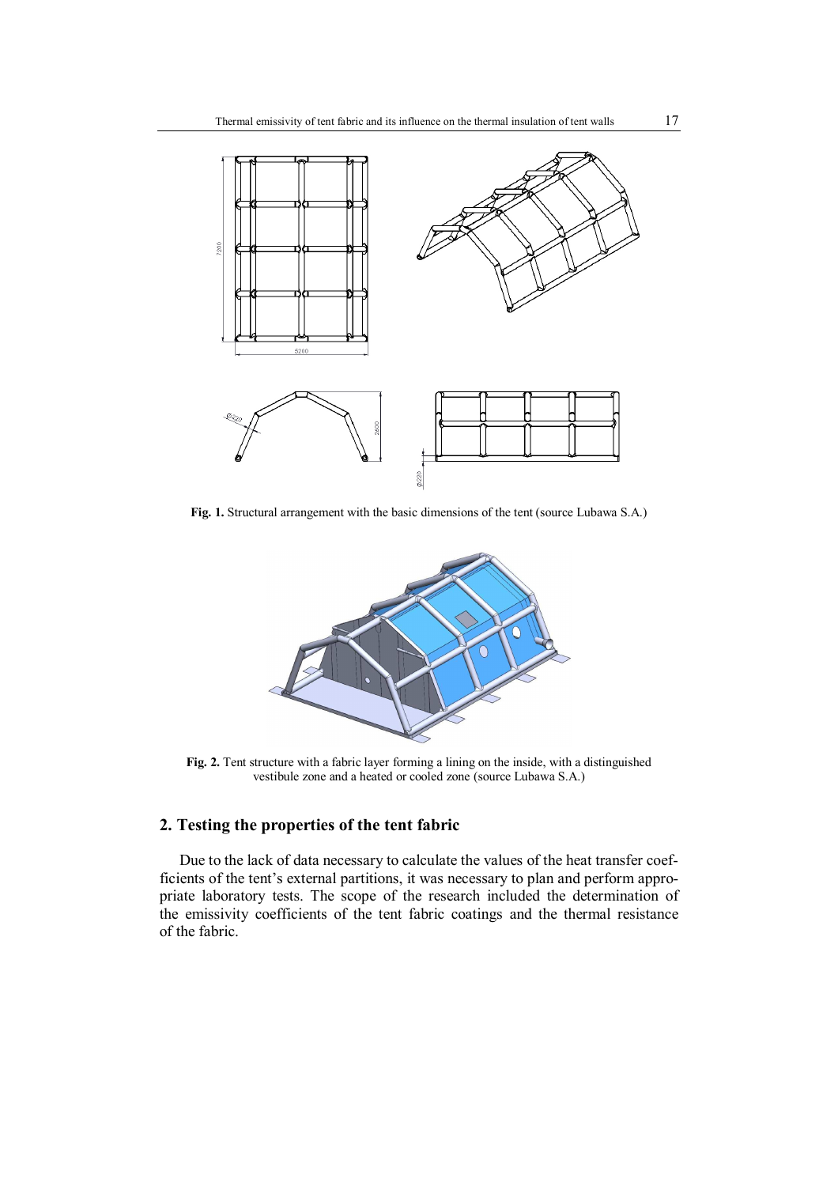**Fig. 1.** Structural arrangement with the basic dimensions of the tent (source Lubawa S.A.)

**Fig. 2.** Tent structure with a fabric layer forming a lining on the inside, with a distinguished vestibule zone and a heated or cooled zone (source Lubawa S.A.)

## 2. Testing the properties of the tent fabric

Due to the lack of data necessary to calculate the values of the heat transfer coefficients of the tent's external partitions, it was necessary to plan and perform appropriate laboratory tests. The scope of the research included the determination of the emissivity coefficients of the tent fabric coatings and the thermal resistance of the fabric.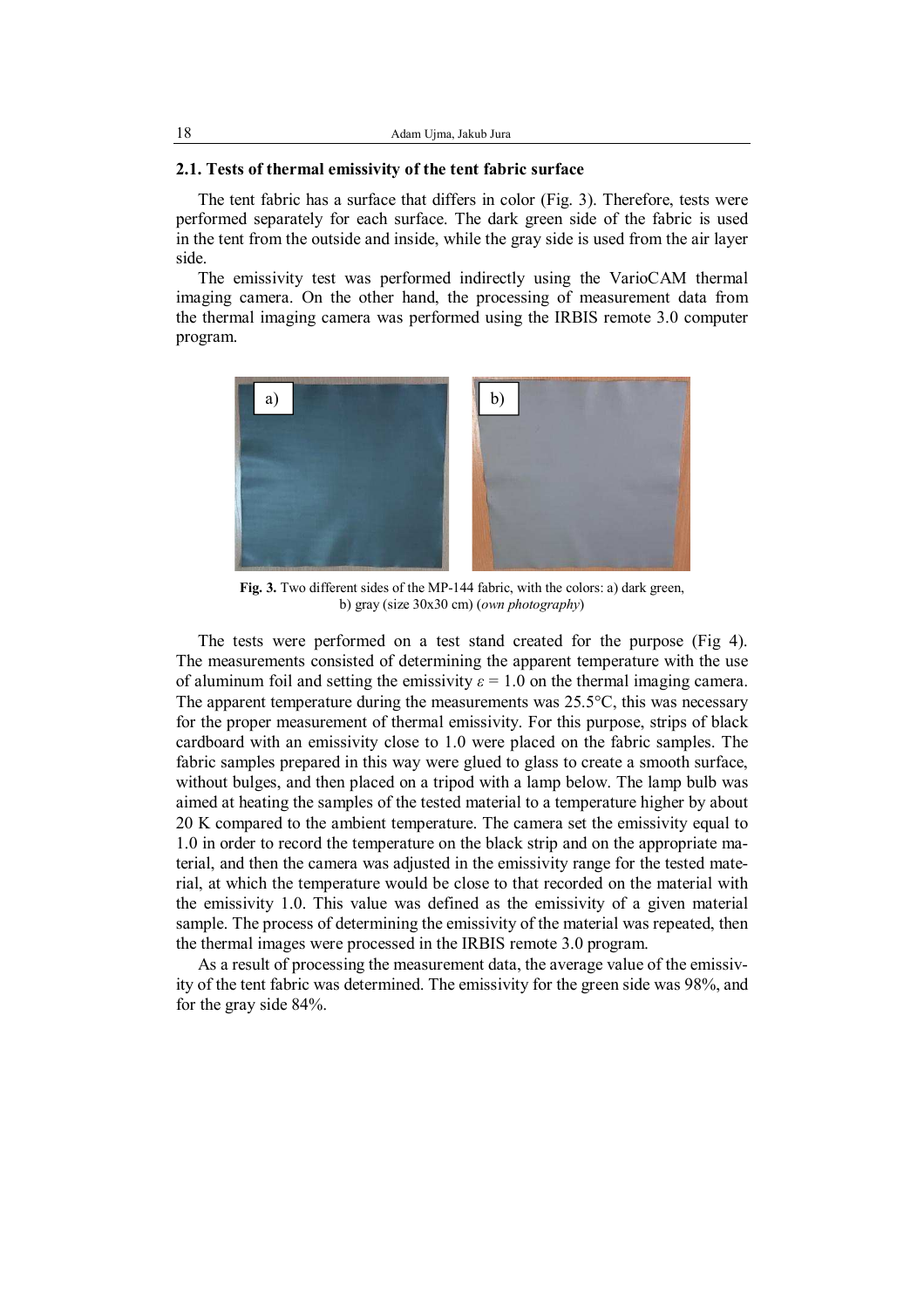### 2.1. Tests of thermal emissivity of the tent fabric surface

The tent fabric has a surface that differs in color (Fig. 3). Therefore, tests were performed separately for each surface. The dark green side of the fabric is used in the tent from the outside and inside, while the gray side is used from the air layer side.

The emissivity test was performed indirectly using the VarioCAM thermal imaging camera. On the other hand, the processing of measurement data from the thermal imaging camera was performed using the IRBIS remote 3.0 computer program.

**Fig. 3.** Two different sides of the MP-144 fabric, with the colors: a) dark green, b) gray (size 30x30 cm) (*own photography*)

The tests were performed on a test stand created for the purpose (Fig 4). The measurements consisted of determining the apparent temperature with the use of aluminum foil and setting the emissivity $\varepsilon = 1.0$ on the thermal imaging camera. The apparent temperature during the measurements was 25.5°C, this was necessary for the proper measurement of thermal emissivity. For this purpose, strips of black cardboard with an emissivity close to 1.0 were placed on the fabric samples. The fabric samples prepared in this way were glued to glass to create a smooth surface, without bulges, and then placed on a tripod with a lamp below. The lamp bulb was aimed at heating the samples of the tested material to a temperature higher by about 20 K compared to the ambient temperature. The camera set the emissivity equal to 1.0 in order to record the temperature on the black strip and on the appropriate material, and then the camera was adjusted in the emissivity range for the tested material, at which the temperature would be close to that recorded on the material with the emissivity 1.0. This value was defined as the emissivity of a given material sample. The process of determining the emissivity of the material was repeated, then the thermal images were processed in the IRBIS remote 3.0 program.

As a result of processing the measurement data, the average value of the emissivity of the tent fabric was determined. The emissivity for the green side was 98%, and for the gray side 84%.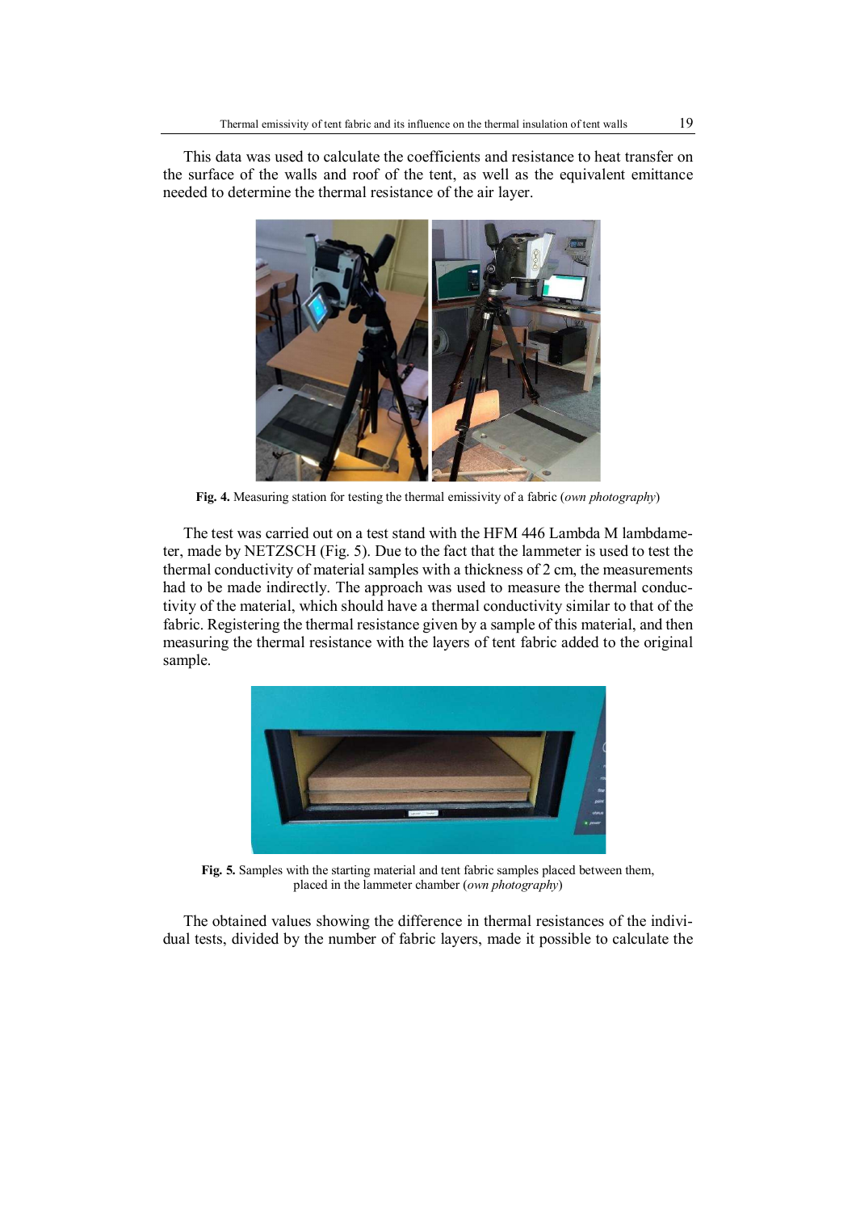This data was used to calculate the coefficients and resistance to heat transfer on the surface of the walls and roof of the tent, as well as the equivalent emittance needed to determine the thermal resistance of the air layer.

**Fig. 4.** Measuring station for testing the thermal emissivity of a fabric (*own photography*)

The test was carried out on a test stand with the HFM 446 Lambda M lambdameter, made by NETZSCH (Fig. 5). Due to the fact that the lammeter is used to test the thermal conductivity of material samples with a thickness of 2 cm, the measurements had to be made indirectly. The approach was used to measure the thermal conductivity of the material, which should have a thermal conductivity similar to that of the fabric. Registering the thermal resistance given by a sample of this material, and then measuring the thermal resistance with the layers of tent fabric added to the original sample.

**Fig. 5.** Samples with the starting material and tent fabric samples placed between them, placed in the lammeter chamber (*own photography*)

The obtained values showing the difference in thermal resistances of the individual tests, divided by the number of fabric layers, made it possible to calculate the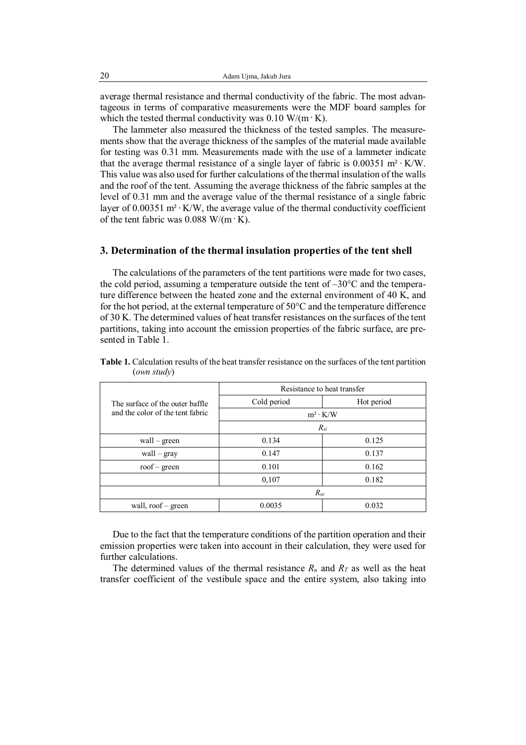average thermal resistance and thermal conductivity of the fabric. The most advantageous in terms of comparative measurements were the MDF board samples for which the tested thermal conductivity was 0.10 W/(m · K).

The lammeter also measured the thickness of the tested samples. The measurements show that the average thickness of the samples of the material made available for testing was 0.31 mm. Measurements made with the use of a lammeter indicate that the average thermal resistance of a single layer of fabric is 0.00351 m² · K/W. This value was also used for further calculations of the thermal insulation of the walls and the roof of the tent. Assuming the average thickness of the fabric samples at the level of 0.31 mm and the average value of the thermal resistance of a single fabric layer of 0.00351 m² · K/W, the average value of the thermal conductivity coefficient of the tent fabric was 0.088 W/(m · K).

## 3. Determination of the thermal insulation properties of the tent shell

The calculations of the parameters of the tent partitions were made for two cases, the cold period, assuming a temperature outside the tent of –30°C and the temperature difference between the heated zone and the external environment of 40 K, and for the hot period, at the external temperature of 50°C and the temperature difference of 30 K. The determined values of heat transfer resistances on the surfaces of the tent partitions, taking into account the emission properties of the fabric surface, are presented in Table 1.

**Table 1.** Calculation results of the heat transfer resistance on the surfaces of the tent partition (*own study*)

| The surface of the outer baffle and the color of the tent fabric | Resistance to heat transfer | |
|---|---|---|
| | Cold period | Hot period |
| | m² · K/W | |
| | $R_{si}$ | |
| wall – green | 0.134 | 0.125 |
| wall – gray | 0.147 | 0.137 |
| roof – green | 0.101 | 0.162 |
| | 0,107 | 0.182 |
| | $R_{se}$ | |
| wall, roof – green | 0.0035 | 0.032 |

Due to the fact that the temperature conditions of the partition operation and their emission properties were taken into account in their calculation, they were used for further calculations.

The determined values of the thermal resistance $R_u$ and $R_T$ as well as the heat transfer coefficient of the vestibule space and the entire system, also taking into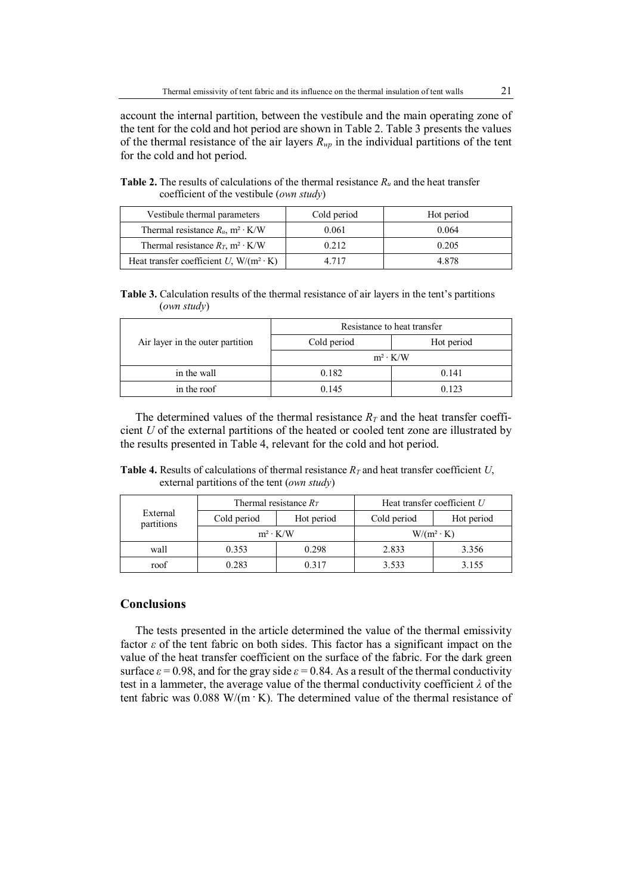account the internal partition, between the vestibule and the main operating zone of the tent for the cold and hot period are shown in Table 2. Table 3 presents the values of the thermal resistance of the air layers $R_{wp}$ in the individual partitions of the tent for the cold and hot period.

**Table 2.** The results of calculations of the thermal resistance $R_u$ and the heat transfer coefficient of the vestibule (*own study*)

| Vestibule thermal parameters | Cold period | Hot period |
|---|---|---|
| Thermal resistance $R_u$, m² · K/W | 0.061 | 0.064 |
| Thermal resistance $R_T$, m² · K/W | 0.212 | 0.205 |
| Heat transfer coefficient $U$, W/(m² · K) | 4.717 | 4.878 |

**Table 3.** Calculation results of the thermal resistance of air layers in the tent's partitions (*own study*)

| Air layer in the outer partition | Resistance to heat transfer | |
|---|---|---|
| | Cold period | Hot period |
| | m² · K/W | |
| in the wall | 0.182 | 0.141 |
| in the roof | 0.145 | 0.123 |

The determined values of the thermal resistance $R_T$ and the heat transfer coefficient $U$ of the external partitions of the heated or cooled tent zone are illustrated by the results presented in Table 4, relevant for the cold and hot period.

**Table 4.** Results of calculations of thermal resistance $R_T$ and heat transfer coefficient $U$, external partitions of the tent (*own study*)

| External partitions | Thermal resistance $R_T$ | | Heat transfer coefficient $U$ | |
|---|---|---|---|---|
| | Cold period | Hot period | Cold period | Hot period |
| | m² · K/W | | W/(m² · K) | |
| wall | 0.353 | 0.298 | 2.833 | 3.356 |
| roof | 0.283 | 0.317 | 3.533 | 3.155 |

## Conclusions

The tests presented in the article determined the value of the thermal emissivity factor $\varepsilon$ of the tent fabric on both sides. This factor has a significant impact on the value of the heat transfer coefficient on the surface of the fabric. For the dark green surface $\varepsilon = 0.98$, and for the gray side $\varepsilon = 0.84$. As a result of the thermal conductivity test in a lammeter, the average value of the thermal conductivity coefficient $\lambda$ of the tent fabric was 0.088 W/(m · K). The determined value of the thermal resistance of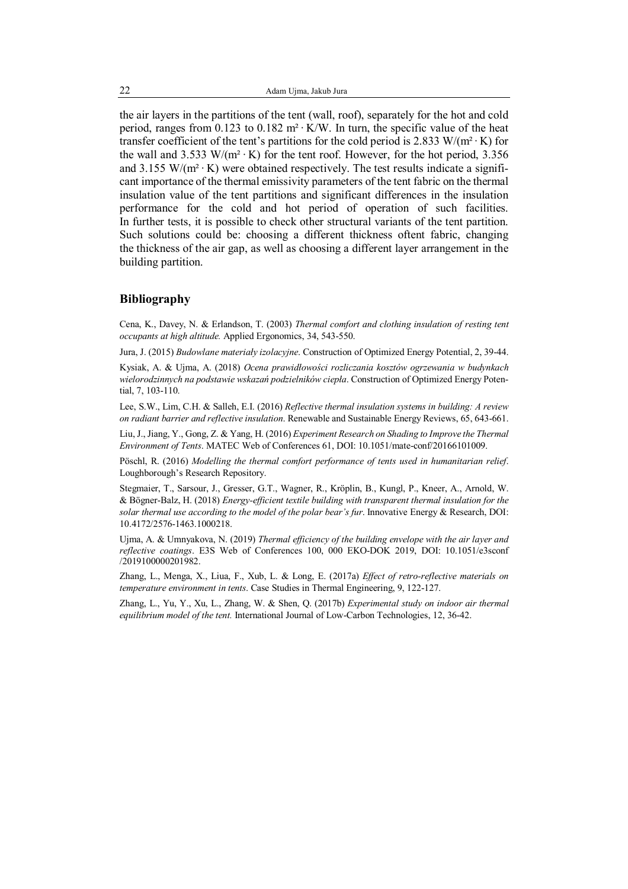the air layers in the partitions of the tent (wall, roof), separately for the hot and cold period, ranges from 0.123 to 0.182 $m^2 \cdot K/W$. In turn, the specific value of the heat transfer coefficient of the tent's partitions for the cold period is 2.833 $W/(m^2 \cdot K)$ for the wall and 3.533 $W/(m^2 \cdot K)$ for the tent roof. However, for the hot period, 3.356 and 3.155 $W/(m^2 \cdot K)$ were obtained respectively. The test results indicate a significant importance of the thermal emissivity parameters of the tent fabric on the thermal insulation value of the tent partitions and significant differences in the insulation performance for the cold and hot period of operation of such facilities. In further tests, it is possible to check other structural variants of the tent partition. Such solutions could be: choosing a different thickness oftent fabric, changing the thickness of the air gap, as well as choosing a different layer arrangement in the building partition.

## Bibliography

Cena, K., Davey, N. & Erlandson, T. (2003) *Thermal comfort and clothing insulation of resting tent occupants at high altitude.* Applied Ergonomics, 34, 543-550.

Jura, J. (2015) *Budowlane materiały izolacyjne*. Construction of Optimized Energy Potential, 2, 39-44.

Kysiak, A. & Ujma, A. (2018) *Ocena prawidłowości rozliczania kosztów ogrzewania w budynkach wielorodzinnych na podstawie wskazań podzielników ciepła*. Construction of Optimized Energy Potential, 7, 103-110.

Lee, S.W., Lim, C.H. & Salleh, E.I. (2016) *Reflective thermal insulation systems in building: A review on radiant barrier and reflective insulation*. Renewable and Sustainable Energy Reviews, 65, 643-661.

Liu, J., Jiang, Y., Gong, Z. & Yang, H. (2016) *Experiment Research on Shading to Improve the Thermal Environment of Tents*. MATEC Web of Conferences 61, DOI: 10.1051/mate-conf/20166101009.

Pöschl, R. (2016) *Modelling the thermal comfort performance of tents used in humanitarian relief*. Loughborough's Research Repository.

Stegmaier, T., Sarsour, J., Gresser, G.T., Wagner, R., Kröplin, B., Kungl, P., Kneer, A., Arnold, W. & Bögner-Balz, H. (2018) *Energy-efficient textile building with transparent thermal insulation for the solar thermal use according to the model of the polar bear's fur*. Innovative Energy & Research, DOI: 10.4172/2576-1463.1000218.

Ujma, A. & Umnyakova, N. (2019) *Thermal efficiency of the building envelope with the air layer and reflective coatings*. E3S Web of Conferences 100, 000 EKO-DOK 2019, DOI: 10.1051/e3sconf /2019100000201982.

Zhang, L., Menga, X., Liua, F., Xub, L. & Long, E. (2017a) *Effect of retro-reflective materials on temperature environment in tents*. Case Studies in Thermal Engineering, 9, 122-127.

Zhang, L., Yu, Y., Xu, L., Zhang, W. & Shen, Q. (2017b) *Experimental study on indoor air thermal equilibrium model of the tent.* International Journal of Low-Carbon Technologies, 12, 36-42.